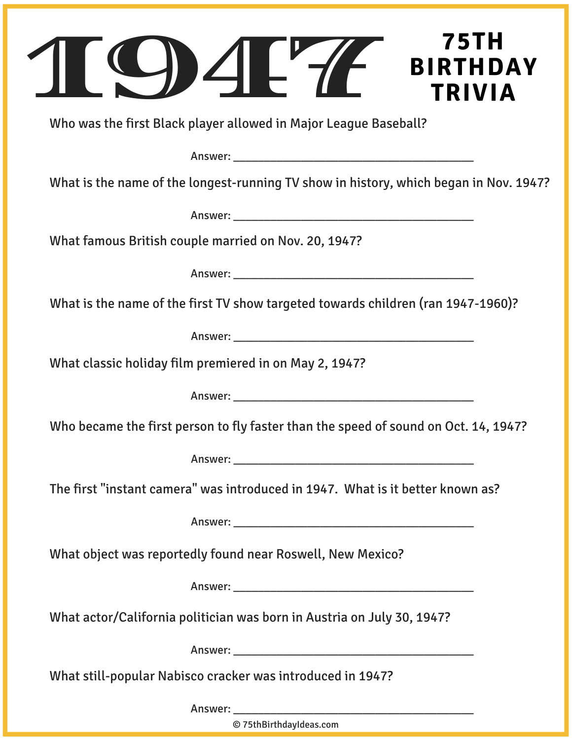# 1947

## 75TH BIRTHDAY TRIVIA

Who was the first Black player allowed in Major League Baseball?

Answer: ______________________________________

What is the name of the longest-running TV show in history, which began in Nov. 1947?

Answer: ______________________________________

What famous British couple married on Nov. 20, 1947?

Answer: ______________________________________

What is the name of the first TV show targeted towards children (ran 1947-1960)?

Answer: ______________________________________

What classic holiday film premiered in on May 2, 1947?

Answer: ______________________________________

Who became the first person to fly faster than the speed of sound on Oct. 14, 1947?

Answer: ______________________________________

The first "instant camera" was introduced in 1947. What is it better known as?

Answer: ______________________________________

What object was reportedly found near Roswell, New Mexico?

Answer: ______________________________________

What actor/California politician was born in Austria on July 30, 1947?

Answer: ______________________________________

What still-popular Nabisco cracker was introduced in 1947?

Answer: ______________________________________

© 75thBirthdayIdeas.com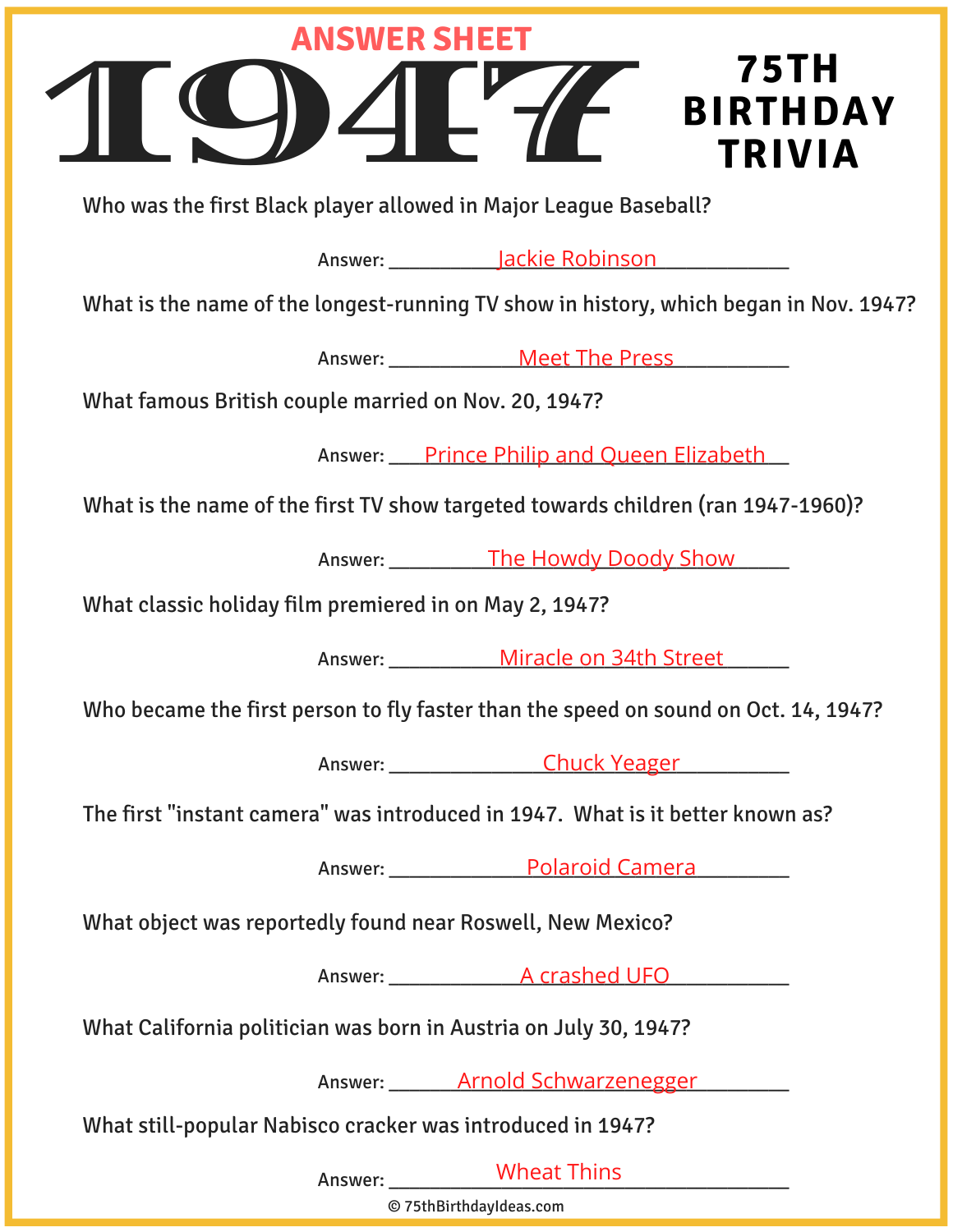ANSWER SHEET

# 1947

## 75TH BIRTHDAY TRIVIA

Who was the first Black player allowed in Major League Baseball?

Answer: Jackie Robinson

What is the name of the longest-running TV show in history, which began in Nov. 1947?

Answer: Meet The Press

What famous British couple married on Nov. 20, 1947?

Answer: Prince Philip and Queen Elizabeth

What is the name of the first TV show targeted towards children (ran 1947-1960)?

Answer: The Howdy Doody Show

What classic holiday film premiered in on May 2, 1947?

Answer: Miracle on 34th Street

Who became the first person to fly faster than the speed on sound on Oct. 14, 1947?

Answer: Chuck Yeager

The first "instant camera" was introduced in 1947. What is it better known as?

Answer: Polaroid Camera

What object was reportedly found near Roswell, New Mexico?

Answer: A crashed UFO

What California politician was born in Austria on July 30, 1947?

Answer: Arnold Schwarzenegger

What still-popular Nabisco cracker was introduced in 1947?

Answer: Wheat Thins

© 75thBirthdayIdeas.com